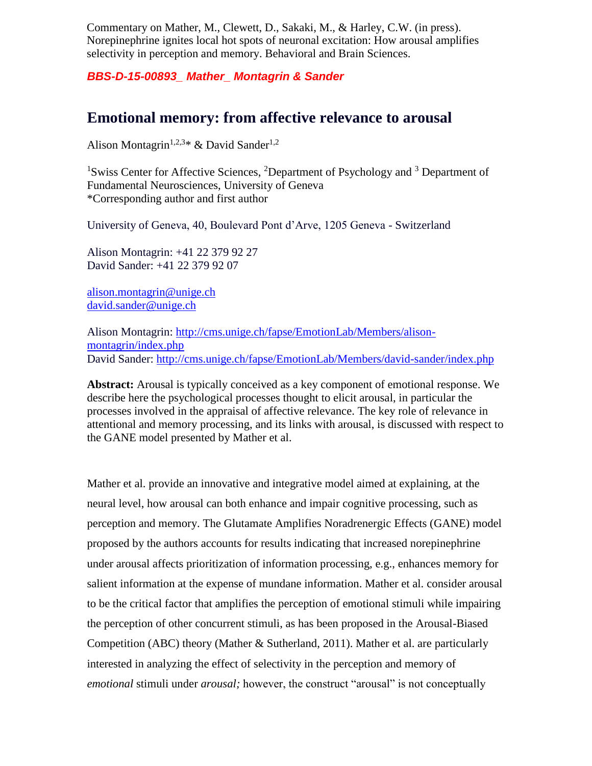Commentary on Mather, M., Clewett, D., Sakaki, M., & Harley, C.W. (in press). Norepinephrine ignites local hot spots of neuronal excitation: How arousal amplifies selectivity in perception and memory. Behavioral and Brain Sciences.

***BBS-D-15-00893_ Mather_ Montagrin & Sander***

# Emotional memory: from affective relevance to arousal

Alison Montagrin[1,2,3]* & David Sander[1,2]

[1]Swiss Center for Affective Sciences, [2]Department of Psychology and [3] Department of Fundamental Neurosciences, University of Geneva
*Corresponding author and first author

University of Geneva, 40, Boulevard Pont d'Arve, 1205 Geneva - Switzerland

Alison Montagrin: +41 22 379 92 27
David Sander: +41 22 379 92 07

alison.montagrin@unige.ch
david.sander@unige.ch

Alison Montagrin: http://cms.unige.ch/fapse/EmotionLab/Members/alison-montagrin/index.php
David Sander: http://cms.unige.ch/fapse/EmotionLab/Members/david-sander/index.php

**Abstract:** Arousal is typically conceived as a key component of emotional response. We describe here the psychological processes thought to elicit arousal, in particular the processes involved in the appraisal of affective relevance. The key role of relevance in attentional and memory processing, and its links with arousal, is discussed with respect to the GANE model presented by Mather et al.

Mather et al. provide an innovative and integrative model aimed at explaining, at the neural level, how arousal can both enhance and impair cognitive processing, such as perception and memory. The Glutamate Amplifies Noradrenergic Effects (GANE) model proposed by the authors accounts for results indicating that increased norepinephrine under arousal affects prioritization of information processing, e.g., enhances memory for salient information at the expense of mundane information. Mather et al. consider arousal to be the critical factor that amplifies the perception of emotional stimuli while impairing the perception of other concurrent stimuli, as has been proposed in the Arousal-Biased Competition (ABC) theory (Mather & Sutherland, 2011). Mather et al. are particularly interested in analyzing the effect of selectivity in the perception and memory of *emotional* stimuli under *arousal;* however, the construct "arousal" is not conceptually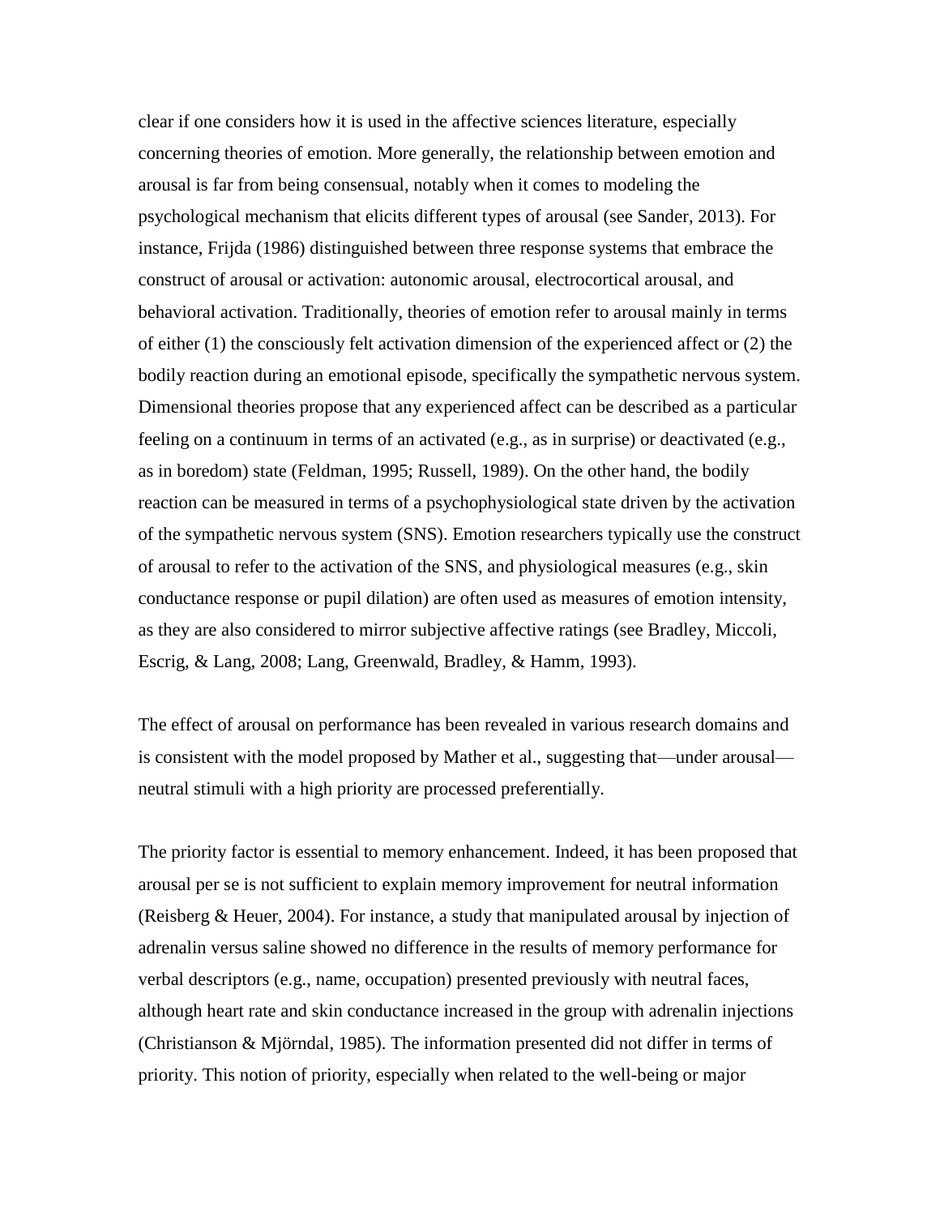clear if one considers how it is used in the affective sciences literature, especially concerning theories of emotion. More generally, the relationship between emotion and arousal is far from being consensual, notably when it comes to modeling the psychological mechanism that elicits different types of arousal (see Sander, 2013). For instance, Frijda (1986) distinguished between three response systems that embrace the construct of arousal or activation: autonomic arousal, electrocortical arousal, and behavioral activation. Traditionally, theories of emotion refer to arousal mainly in terms of either (1) the consciously felt activation dimension of the experienced affect or (2) the bodily reaction during an emotional episode, specifically the sympathetic nervous system. Dimensional theories propose that any experienced affect can be described as a particular feeling on a continuum in terms of an activated (e.g., as in surprise) or deactivated (e.g., as in boredom) state (Feldman, 1995; Russell, 1989). On the other hand, the bodily reaction can be measured in terms of a psychophysiological state driven by the activation of the sympathetic nervous system (SNS). Emotion researchers typically use the construct of arousal to refer to the activation of the SNS, and physiological measures (e.g., skin conductance response or pupil dilation) are often used as measures of emotion intensity, as they are also considered to mirror subjective affective ratings (see Bradley, Miccoli, Escrig, & Lang, 2008; Lang, Greenwald, Bradley, & Hamm, 1993).

The effect of arousal on performance has been revealed in various research domains and is consistent with the model proposed by Mather et al., suggesting that—under arousal—neutral stimuli with a high priority are processed preferentially.

The priority factor is essential to memory enhancement. Indeed, it has been proposed that arousal per se is not sufficient to explain memory improvement for neutral information (Reisberg & Heuer, 2004). For instance, a study that manipulated arousal by injection of adrenalin versus saline showed no difference in the results of memory performance for verbal descriptors (e.g., name, occupation) presented previously with neutral faces, although heart rate and skin conductance increased in the group with adrenalin injections (Christianson & Mjörndal, 1985). The information presented did not differ in terms of priority. This notion of priority, especially when related to the well-being or major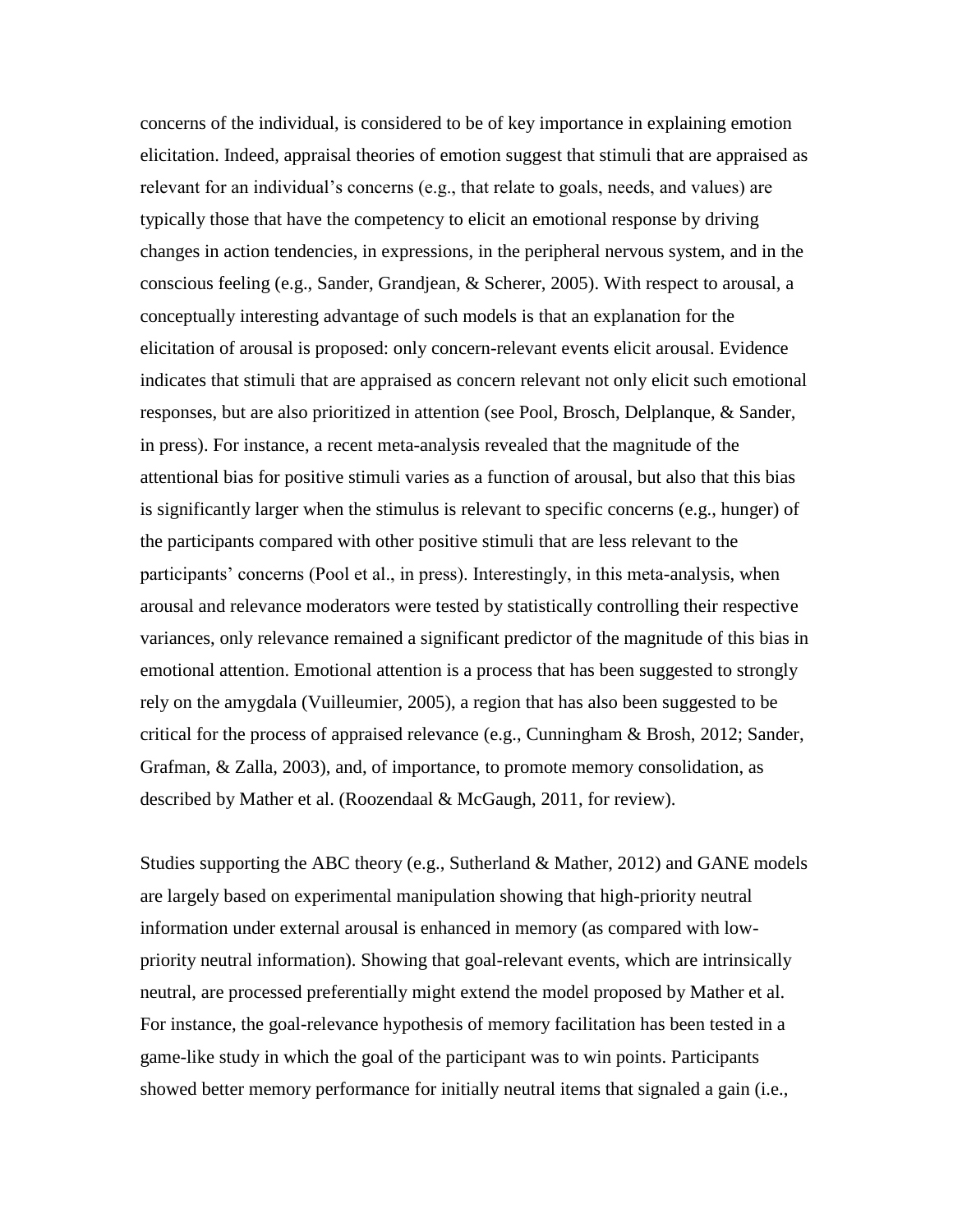concerns of the individual, is considered to be of key importance in explaining emotion elicitation. Indeed, appraisal theories of emotion suggest that stimuli that are appraised as relevant for an individual's concerns (e.g., that relate to goals, needs, and values) are typically those that have the competency to elicit an emotional response by driving changes in action tendencies, in expressions, in the peripheral nervous system, and in the conscious feeling (e.g., Sander, Grandjean, & Scherer, 2005). With respect to arousal, a conceptually interesting advantage of such models is that an explanation for the elicitation of arousal is proposed: only concern-relevant events elicit arousal. Evidence indicates that stimuli that are appraised as concern relevant not only elicit such emotional responses, but are also prioritized in attention (see Pool, Brosch, Delplanque, & Sander, in press). For instance, a recent meta-analysis revealed that the magnitude of the attentional bias for positive stimuli varies as a function of arousal, but also that this bias is significantly larger when the stimulus is relevant to specific concerns (e.g., hunger) of the participants compared with other positive stimuli that are less relevant to the participants' concerns (Pool et al., in press). Interestingly, in this meta-analysis, when arousal and relevance moderators were tested by statistically controlling their respective variances, only relevance remained a significant predictor of the magnitude of this bias in emotional attention. Emotional attention is a process that has been suggested to strongly rely on the amygdala (Vuilleumier, 2005), a region that has also been suggested to be critical for the process of appraised relevance (e.g., Cunningham & Brosh, 2012; Sander, Grafman, & Zalla, 2003), and, of importance, to promote memory consolidation, as described by Mather et al. (Roozendaal & McGaugh, 2011, for review).

Studies supporting the ABC theory (e.g., Sutherland & Mather, 2012) and GANE models are largely based on experimental manipulation showing that high-priority neutral information under external arousal is enhanced in memory (as compared with low-priority neutral information). Showing that goal-relevant events, which are intrinsically neutral, are processed preferentially might extend the model proposed by Mather et al. For instance, the goal-relevance hypothesis of memory facilitation has been tested in a game-like study in which the goal of the participant was to win points. Participants showed better memory performance for initially neutral items that signaled a gain (i.e.,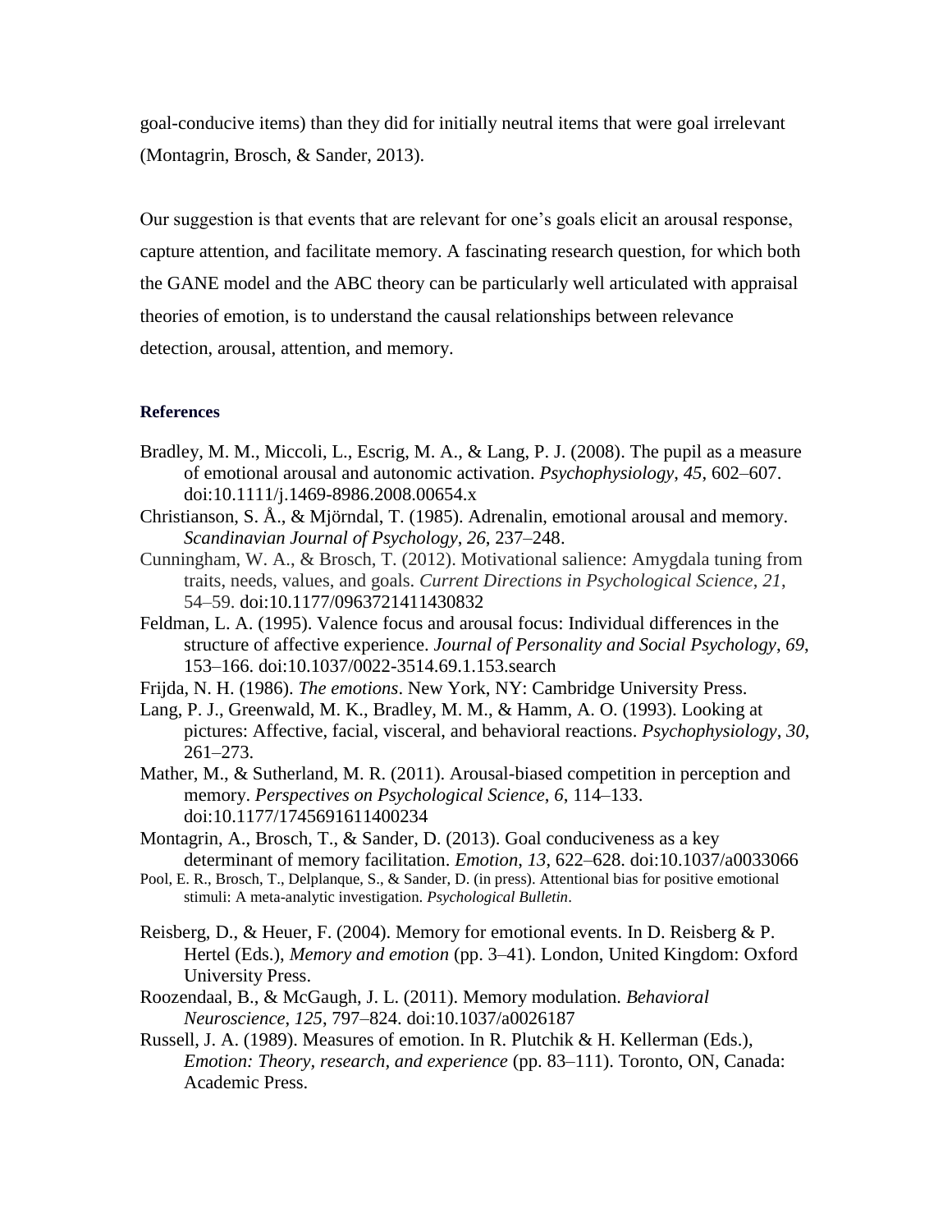goal-conducive items) than they did for initially neutral items that were goal irrelevant (Montagrin, Brosch, & Sander, 2013).

Our suggestion is that events that are relevant for one's goals elicit an arousal response, capture attention, and facilitate memory. A fascinating research question, for which both the GANE model and the ABC theory can be particularly well articulated with appraisal theories of emotion, is to understand the causal relationships between relevance detection, arousal, attention, and memory.

**References**

Bradley, M. M., Miccoli, L., Escrig, M. A., & Lang, P. J. (2008). The pupil as a measure of emotional arousal and autonomic activation. *Psychophysiology*, *45*, 602–607. doi:10.1111/j.1469-8986.2008.00654.x

Christianson, S. Å., & Mjörndal, T. (1985). Adrenalin, emotional arousal and memory. *Scandinavian Journal of Psychology*, *26*, 237–248.

Cunningham, W. A., & Brosch, T. (2012). Motivational salience: Amygdala tuning from traits, needs, values, and goals. *Current Directions in Psychological Science*, *21*, 54–59. doi:10.1177/0963721411430832

Feldman, L. A. (1995). Valence focus and arousal focus: Individual differences in the structure of affective experience. *Journal of Personality and Social Psychology*, *69*, 153–166. doi:10.1037/0022-3514.69.1.153.search

Frijda, N. H. (1986). *The emotions*. New York, NY: Cambridge University Press.

Lang, P. J., Greenwald, M. K., Bradley, M. M., & Hamm, A. O. (1993). Looking at pictures: Affective, facial, visceral, and behavioral reactions. *Psychophysiology*, *30*, 261–273.

Mather, M., & Sutherland, M. R. (2011). Arousal-biased competition in perception and memory. *Perspectives on Psychological Science*, *6*, 114–133. doi:10.1177/1745691611400234

Montagrin, A., Brosch, T., & Sander, D. (2013). Goal conduciveness as a key determinant of memory facilitation. *Emotion*, *13*, 622–628. doi:10.1037/a0033066

Pool, E. R., Brosch, T., Delplanque, S., & Sander, D. (in press). Attentional bias for positive emotional stimuli: A meta-analytic investigation. *Psychological Bulletin*.

Reisberg, D., & Heuer, F. (2004). Memory for emotional events. In D. Reisberg & P. Hertel (Eds.), *Memory and emotion* (pp. 3–41). London, United Kingdom: Oxford University Press.

Roozendaal, B., & McGaugh, J. L. (2011). Memory modulation. *Behavioral Neuroscience*, *125*, 797–824. doi:10.1037/a0026187

Russell, J. A. (1989). Measures of emotion. In R. Plutchik & H. Kellerman (Eds.), *Emotion: Theory, research, and experience* (pp. 83–111). Toronto, ON, Canada: Academic Press.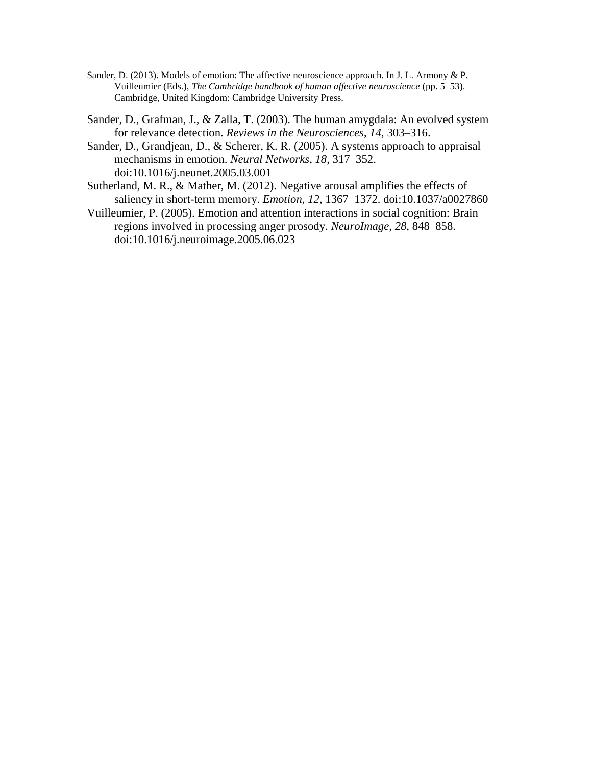Sander, D. (2013). Models of emotion: The affective neuroscience approach. In J. L. Armony & P. Vuilleumier (Eds.), *The Cambridge handbook of human affective neuroscience* (pp. 5–53). Cambridge, United Kingdom: Cambridge University Press.

Sander, D., Grafman, J., & Zalla, T. (2003). The human amygdala: An evolved system for relevance detection. *Reviews in the Neurosciences*, *14*, 303–316.

Sander, D., Grandjean, D., & Scherer, K. R. (2005). A systems approach to appraisal mechanisms in emotion. *Neural Networks*, *18*, 317–352. doi:10.1016/j.neunet.2005.03.001

Sutherland, M. R., & Mather, M. (2012). Negative arousal amplifies the effects of saliency in short-term memory. *Emotion*, *12*, 1367–1372. doi:10.1037/a0027860

Vuilleumier, P. (2005). Emotion and attention interactions in social cognition: Brain regions involved in processing anger prosody. *NeuroImage*, *28*, 848–858. doi:10.1016/j.neuroimage.2005.06.023